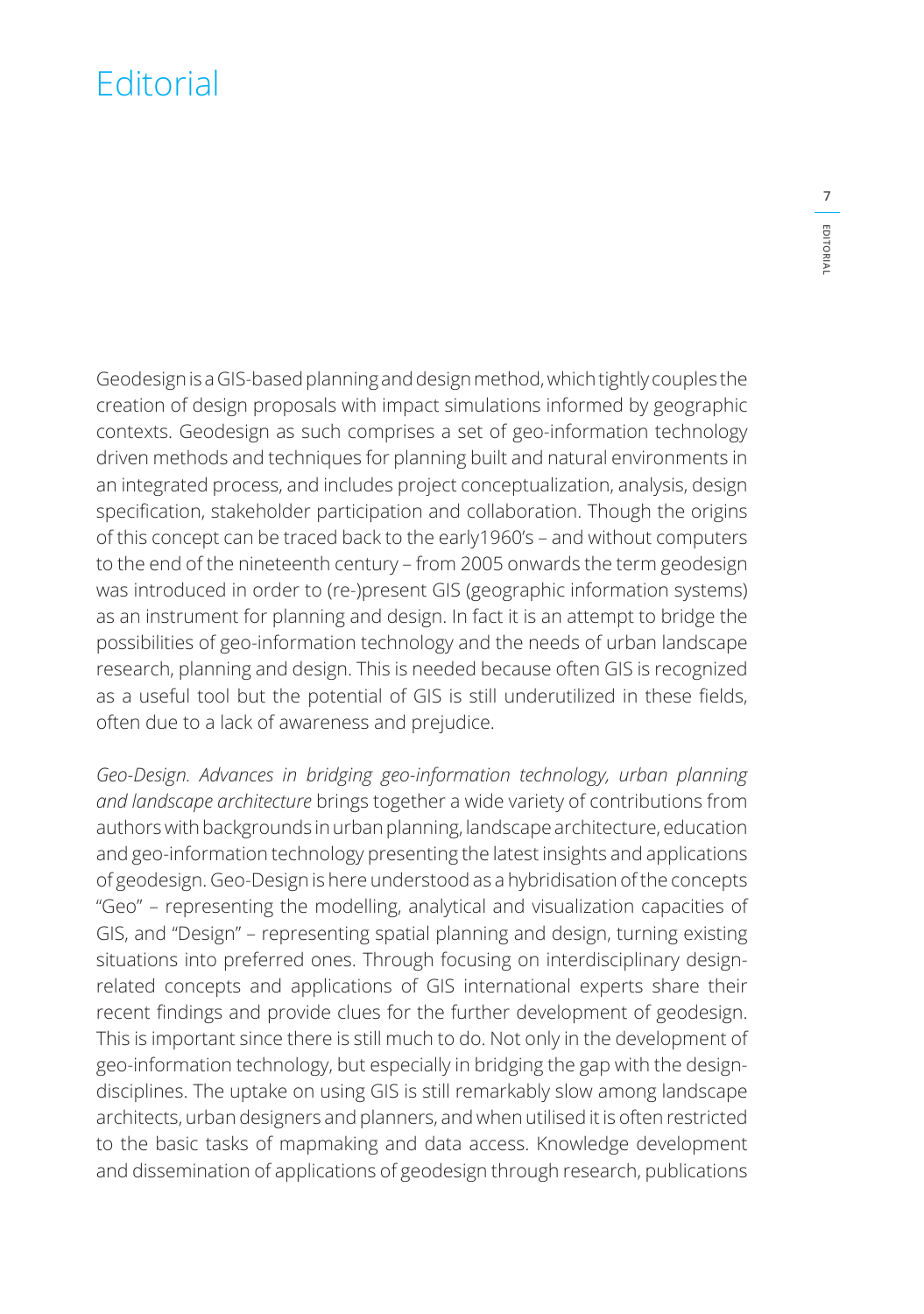# Editorial

Geodesign is a GIS-based planning and design method, which tightly couples the creation of design proposals with impact simulations informed by geographic contexts. Geodesign as such comprises a set of geo-information technology driven methods and techniques for planning built and natural environments in an integrated process, and includes project conceptualization, analysis, design specification, stakeholder participation and collaboration. Though the origins of this concept can be traced back to the early1960's – and without computers to the end of the nineteenth century – from 2005 onwards the term geodesign was introduced in order to (re-)present GIS (geographic information systems) as an instrument for planning and design. In fact it is an attempt to bridge the possibilities of geo-information technology and the needs of urban landscape research, planning and design. This is needed because often GIS is recognized as a useful tool but the potential of GIS is still underutilized in these fields, often due to a lack of awareness and prejudice.

*Geo-Design. Advances in bridging geo-information technology, urban planning and landscape architecture* brings together a wide variety of contributions from authors with backgrounds in urban planning, landscape architecture, education and geo-information technology presenting the latest insights and applications of geodesign. Geo-Design is here understood as a hybridisation of the concepts "Geo" – representing the modelling, analytical and visualization capacities of GIS, and "Design" – representing spatial planning and design, turning existing situations into preferred ones. Through focusing on interdisciplinary design-related concepts and applications of GIS international experts share their recent findings and provide clues for the further development of geodesign. This is important since there is still much to do. Not only in the development of geo-information technology, but especially in bridging the gap with the design-disciplines. The uptake on using GIS is still remarkably slow among landscape architects, urban designers and planners, and when utilised it is often restricted to the basic tasks of mapmaking and data access. Knowledge development and dissemination of applications of geodesign through research, publications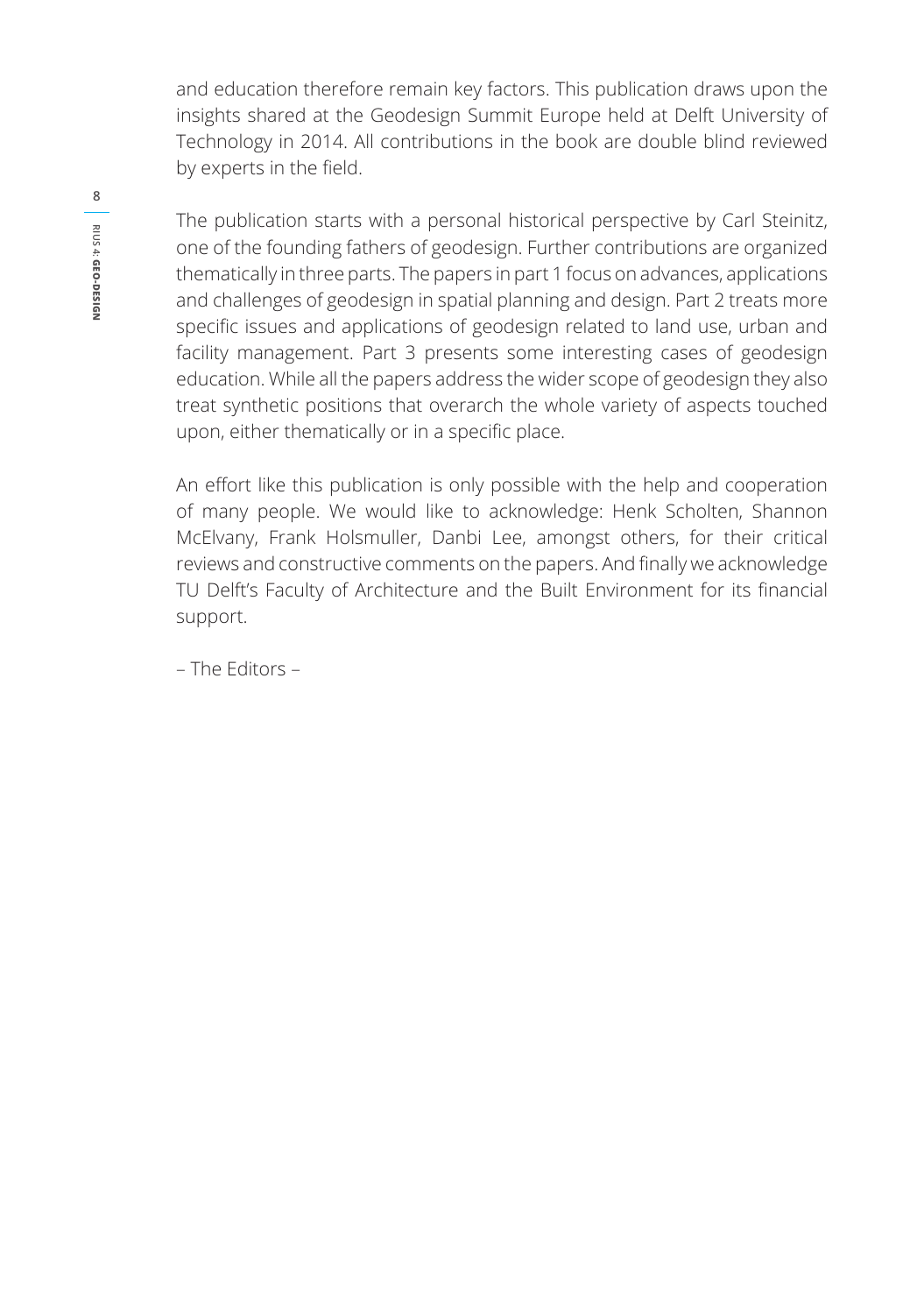and education therefore remain key factors. This publication draws upon the insights shared at the Geodesign Summit Europe held at Delft University of Technology in 2014. All contributions in the book are double blind reviewed by experts in the field.

The publication starts with a personal historical perspective by Carl Steinitz, one of the founding fathers of geodesign. Further contributions are organized thematically in three parts. The papers in part 1 focus on advances, applications and challenges of geodesign in spatial planning and design. Part 2 treats more specific issues and applications of geodesign related to land use, urban and facility management. Part 3 presents some interesting cases of geodesign education. While all the papers address the wider scope of geodesign they also treat synthetic positions that overarch the whole variety of aspects touched upon, either thematically or in a specific place.

An effort like this publication is only possible with the help and cooperation of many people. We would like to acknowledge: Henk Scholten, Shannon McElvany, Frank Holsmuller, Danbi Lee, amongst others, for their critical reviews and constructive comments on the papers. And finally we acknowledge TU Delft's Faculty of Architecture and the Built Environment for its financial support.

– The Editors –